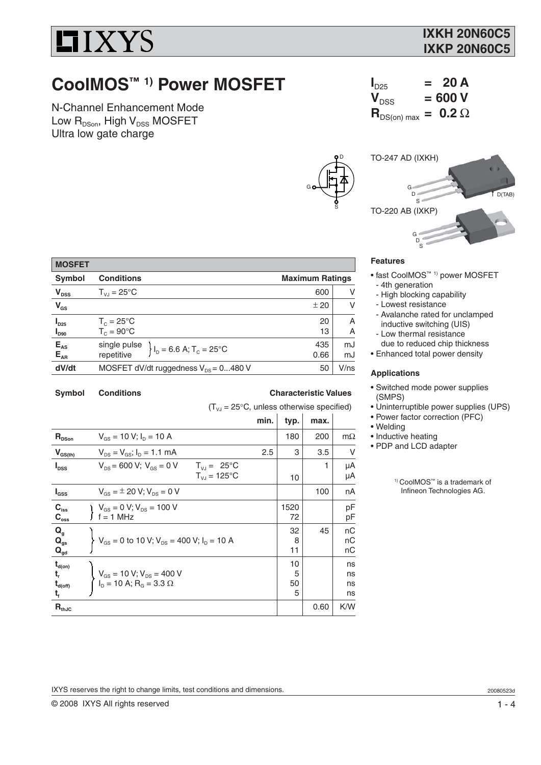IXYS

**IXKH 20N60C5**
**IXKP 20N60C5**

# CoolMOS™ [1] Power MOSFET

N-Channel Enhancement Mode
Low $R_{DSon}$, High $V_{DSS}$ MOSFET
Ultra low gate charge

$I_{D25}$ = 20 A
$V_{DSS}$ = 600 V
$R_{DS(on)\ max}$ = 0.2 Ω

TO-247 AD (IXKH)

TO-220 AB (IXKP)

| MOSFET | | | |
|---|---|---|---|
| **Symbol** | **Conditions** | **Maximum Ratings** | |
| $V_{DSS}$ | $T_{VJ}$ = 25°C | 600 | V |
| $V_{GS}$ | | ± 20 | V |
| $I_{D25}$ | $T_C$ = 25°C | 20 | A |
| $I_{D90}$ | $T_C$ = 90°C | 13 | A |
| $E_{AS}$ | single pulse; $I_D$ = 6.6 A; $T_C$ = 25°C | 435 | mJ |
| $E_{AR}$ | repetitive; $I_D$ = 6.6 A; $T_C$ = 25°C | 0.66 | mJ |
| dV/dt | MOSFET dV/dt ruggedness $V_{DS}$ = 0...480 V | 50 | V/ns |

**Characteristic Values** ($T_{VJ}$ = 25°C, unless otherwise specified)

| Symbol | Conditions | | min. | typ. | max. | |
|---|---|---|---|---|---|---|
| $R_{DSon}$ | $V_{GS}$ = 10 V; $I_D$ = 10 A | | | 180 | 200 | mΩ |
| $V_{GS(th)}$ | $V_{DS}$ = $V_{GS}$; $I_D$ = 1.1 mA | | 2.5 | 3 | 3.5 | V |
| $I_{DSS}$ | $V_{DS}$ = 600 V; $V_{GS}$ = 0 V | $T_{VJ}$ = 25°C | | | 1 | µA |
| | | $T_{VJ}$ = 125°C | | 10 | | µA |
| $I_{GSS}$ | $V_{GS}$ = ± 20 V; $V_{DS}$ = 0 V | | | | 100 | nA |
| $C_{iss}$ | $V_{GS}$ = 0 V; $V_{DS}$ = 100 V; f = 1 MHz | | | 1520 | | pF |
| $C_{oss}$ | | | | 72 | | pF |
| $Q_g$ | $V_{GS}$ = 0 to 10 V; $V_{DS}$ = 400 V; $I_D$ = 10 A | | | 32 | 45 | nC |
| $Q_{gs}$ | | | | 8 | | nC |
| $Q_{gd}$ | | | | 11 | | nC |
| $t_{d(on)}$ | $V_{GS}$ = 10 V; $V_{DS}$ = 400 V; $I_D$ = 10 A; $R_G$ = 3.3 Ω | | | 10 | | ns |
| $t_r$ | | | | 5 | | ns |
| $t_{d(off)}$ | | | | 50 | | ns |
| $t_f$ | | | | 5 | | ns |
| $R_{thJC}$ | | | | | 0.60 | K/W |

### Features

- fast CoolMOS™ [1] power MOSFET
  - 4th generation
  - High blocking capability
  - Lowest resistance
  - Avalanche rated for unclamped inductive switching (UIS)
  - Low thermal resistance due to reduced chip thickness
- Enhanced total power density

### Applications

- Switched mode power supplies (SMPS)
- Uninterruptible power supplies (UPS)
- Power factor correction (PFC)
- Welding
- Inductive heating
- PDP and LCD adapter

[1] CoolMOS™ is a trademark of Infineon Technologies AG.

IXYS reserves the right to change limits, test conditions and dimensions.

© 2008 IXYS All rights reserved

20080523d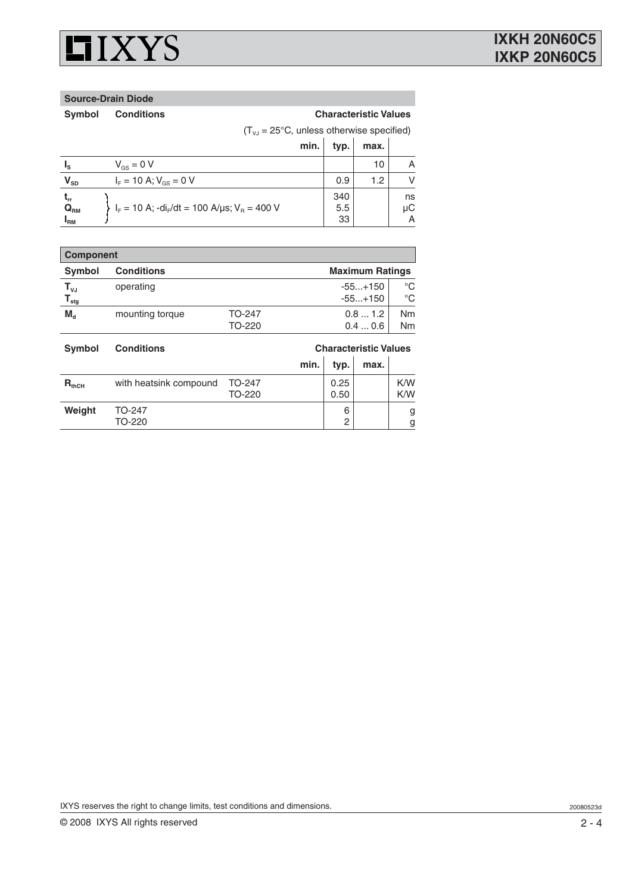## Source-Drain Diode

| Symbol | Conditions | Characteristic Values ($T_{VJ}$ = 25°C, unless otherwise specified) min. | typ. | max. | |
|---|---|---|---|---|---|
| $I_S$ | $V_{GS}$ = 0 V | | | 10 | A |
| $V_{SD}$ | $I_F$ = 10 A; $V_{GS}$ = 0 V | | 0.9 | 1.2 | V |
| $t_{rr}$ | $I_F$ = 10 A; $-di_F/dt$ = 100 A/μs; $V_R$ = 400 V | | 340 | | ns |
| $Q_{RM}$ | | | 5.5 | | μC |
| $I_{RM}$ | | | 33 | | A |

## Component

| Symbol | Conditions | | Maximum Ratings | |
|---|---|---|---|---|
| $T_{VJ}$ | operating | | -55...+150 | °C |
| $T_{stg}$ | | | -55...+150 | °C |
| $M_d$ | mounting torque | TO-247 | 0.8 ... 1.2 | Nm |
| | | TO-220 | 0.4 ... 0.6 | Nm |

| Symbol | Conditions | | Characteristic Values min. | typ. | max. | |
|---|---|---|---|---|---|---|
| $R_{thCH}$ | with heatsink compound | TO-247 | | 0.25 | | K/W |
| | | TO-220 | | 0.50 | | K/W |
| Weight | TO-247 | | | 6 | | g |
| | TO-220 | | | 2 | | g |

IXYS reserves the right to change limits, test conditions and dimensions.

20080523d

© 2008 IXYS All rights reserved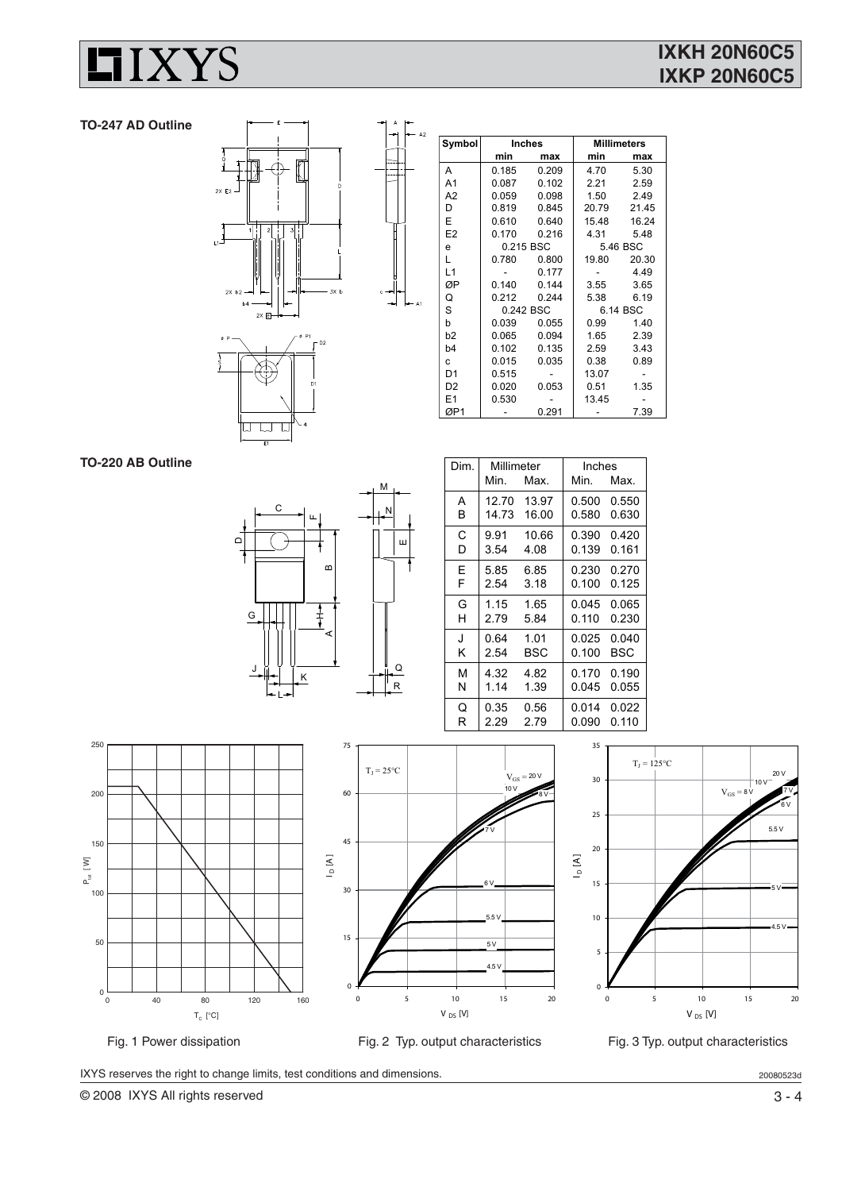### TO-247 AD Outline

| Symbol | Inches | | Millimeters | |
|---|---|---|---|---|
| | min | max | min | max |
| A | 0.185 | 0.209 | 4.70 | 5.30 |
| A1 | 0.087 | 0.102 | 2.21 | 2.59 |
| A2 | 0.059 | 0.098 | 1.50 | 2.49 |
| D | 0.819 | 0.845 | 20.79 | 21.45 |
| E | 0.610 | 0.640 | 15.48 | 16.24 |
| E2 | 0.170 | 0.216 | 4.31 | 5.48 |
| e | 0.215 BSC | | 5.46 BSC | |
| L | 0.780 | 0.800 | 19.80 | 20.30 |
| L1 | - | 0.177 | - | 4.49 |
| ØP | 0.140 | 0.144 | 3.55 | 3.65 |
| Q | 0.212 | 0.244 | 5.38 | 6.19 |
| S | 0.242 BSC | | 6.14 BSC | |
| b | 0.039 | 0.055 | 0.99 | 1.40 |
| b2 | 0.065 | 0.094 | 1.65 | 2.39 |
| b4 | 0.102 | 0.135 | 2.59 | 3.43 |
| c | 0.015 | 0.035 | 0.38 | 0.89 |
| D1 | 0.515 | - | 13.07 | - |
| D2 | 0.020 | 0.053 | 0.51 | 1.35 |
| E1 | 0.530 | | 13.45 | - |
| ØP1 | - | 0.291 | - | 7.39 |

### TO-220 AB Outline

| Dim. | Millimeter | | Inches | |
|---|---|---|---|---|
| | Min. | Max. | Min. | Max. |
| A | 12.70 | 13.97 | 0.500 | 0.550 |
| B | 14.73 | 16.00 | 0.580 | 0.630 |
| C | 9.91 | 10.66 | 0.390 | 0.420 |
| D | 3.54 | 4.08 | 0.139 | 0.161 |
| E | 5.85 | 6.85 | 0.230 | 0.270 |
| F | 2.54 | 3.18 | 0.100 | 0.125 |
| G | 1.15 | 1.65 | 0.045 | 0.065 |
| H | 2.79 | 5.84 | 0.110 | 0.230 |
| J | 0.64 | 1.01 | 0.025 | 0.040 |
| K | 2.54 | BSC | 0.100 | BSC |
| M | 4.32 | 4.82 | 0.170 | 0.190 |
| N | 1.14 | 1.39 | 0.045 | 0.055 |
| Q | 0.35 | 0.56 | 0.014 | 0.022 |
| R | 2.29 | 2.79 | 0.090 | 0.110 |

Fig. 1 Power dissipation

Fig. 2 Typ. output characteristics

Fig. 3 Typ. output characteristics

IXYS reserves the right to change limits, test conditions and dimensions.

20080523d

© 2008 IXYS All rights reserved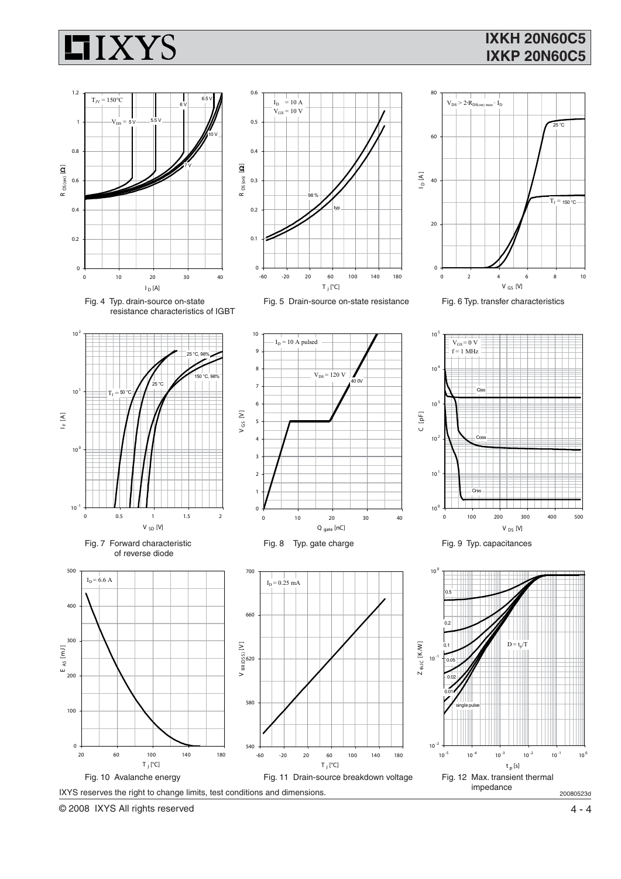$T_{JV} = 150°C$

$V_{DS} = 5 V$

5.5 V

6 V

6.5 V

10 V

7 V

$R_{DS(on)}$ [Ω]

$I_D$ [A]

Fig. 4 Typ. drain-source on-state resistance characteristics of IGBT

$I_D = 10 A$

$V_{GS} = 10 V$

98 %

typ

$R_{DS(on)}$ [Ω]

$T_j$ [°C]

Fig. 5 Drain-source on-state resistance

$V_{DS} > 2 \cdot R_{DS(on)\,max} \cdot I_D$

25 °C

$T_J = 150 °C$

$I_D$ [A]

$V_{GS}$ [V]

Fig. 6 Typ. transfer characteristics

$T_J = 50 °C$

25 °C

25 °C, 98%

150 °C, 98%

$I_F$ [A]

$V_{SD}$ [V]

Fig. 7 Forward characteristic of reverse diode

$I_D = 10 A$ pulsed

$V_{DS} = 120 V$

400V

$V_{GS}$ [V]

$Q_{gate}$ [nC]

Fig. 8 Typ. gate charge

$V_{GS} = 0 V$

f = 1 MHz

Ciss

Coss

Crss

C [pF]

$V_{DS}$ [V]

Fig. 9 Typ. capacitances

$I_D = 6.6 A$

$E_{AS}$ [mJ]

$T_j$ [°C]

Fig. 10 Avalanche energy

$I_D = 0.25 mA$

$V_{BR(DSS)}$ [V]

$T_j$ [°C]

Fig. 11 Drain-source breakdown voltage

0.5

0.2

0.1

0.05

0.02

0.01

single pulse

$D = t_p/T$

$Z_{thJC}$ [K/W]

$t_p$ [s]

Fig. 12 Max. transient thermal impedance

IXYS reserves the right to change limits, test conditions and dimensions.

20080523d

© 2008 IXYS All rights reserved